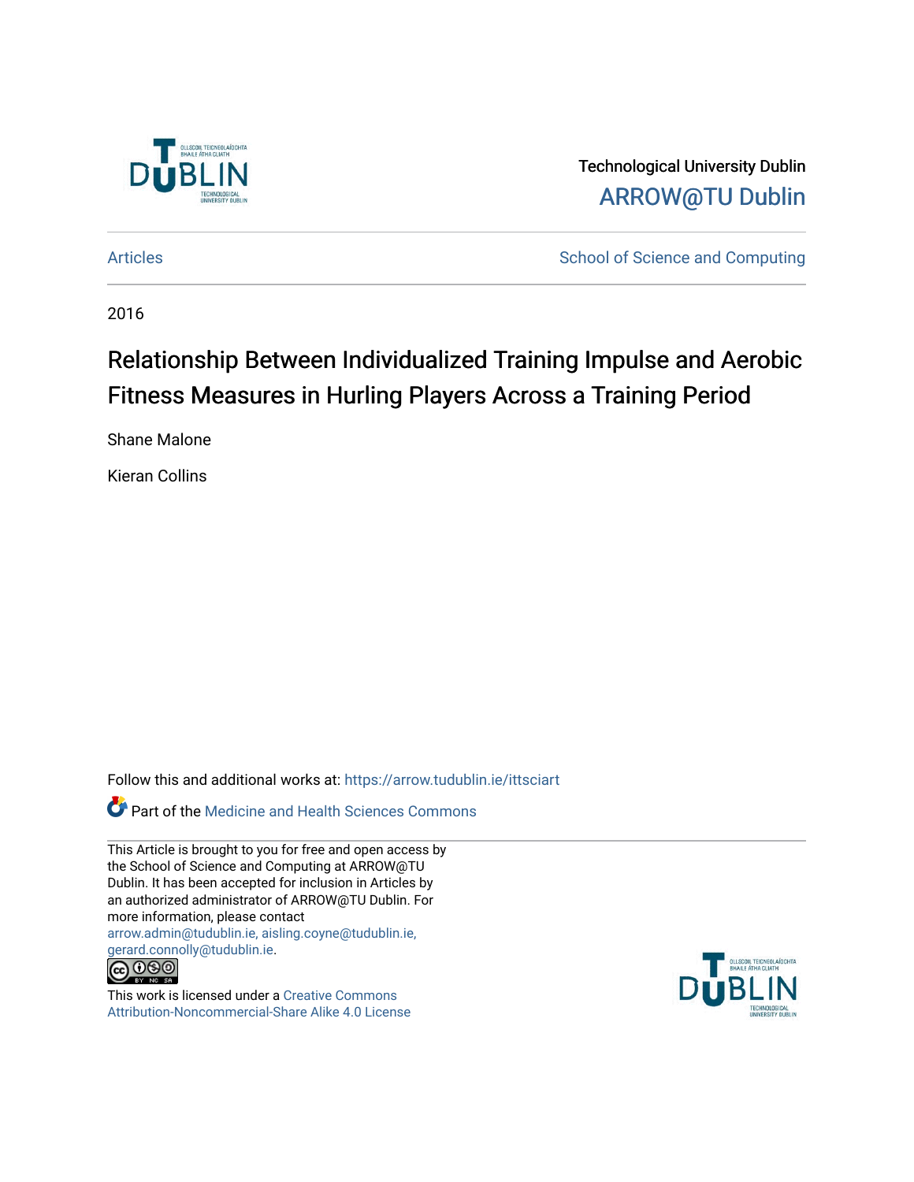Technological University Dublin

ARROW@TU Dublin

Articles | School of Science and Computing

2016

# Relationship Between Individualized Training Impulse and Aerobic Fitness Measures in Hurling Players Across a Training Period

Shane Malone

Kieran Collins

Follow this and additional works at: https://arrow.tudublin.ie/ittsciart

Part of the Medicine and Health Sciences Commons

This Article is brought to you for free and open access by the School of Science and Computing at ARROW@TU Dublin. It has been accepted for inclusion in Articles by an authorized administrator of ARROW@TU Dublin. For more information, please contact arrow.admin@tudublin.ie, aisling.coyne@tudublin.ie, gerard.connolly@tudublin.ie.

This work is licensed under a Creative Commons Attribution-Noncommercial-Share Alike 4.0 License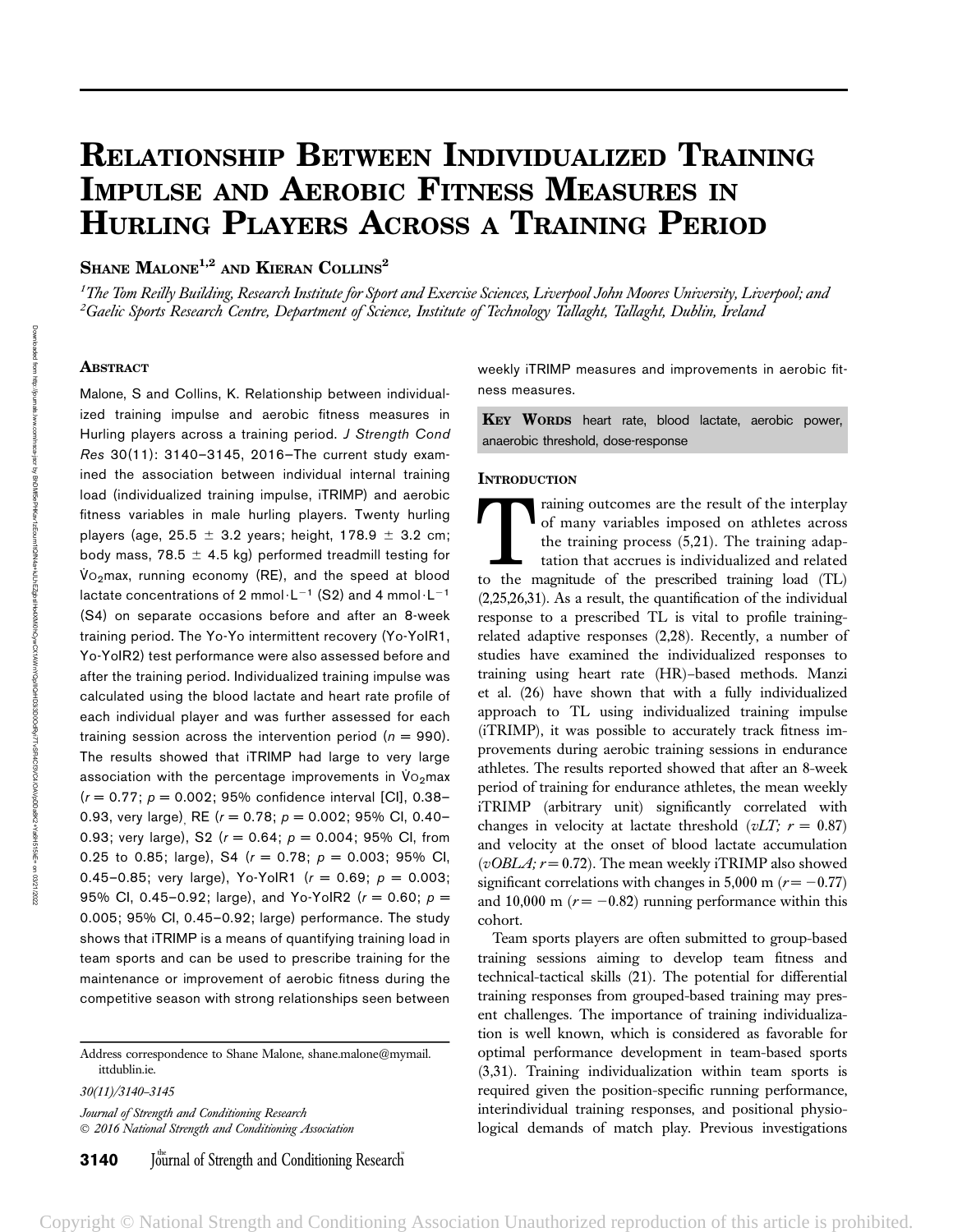# Relationship Between Individualized Training Impulse and Aerobic Fitness Measures in Hurling Players Across a Training Period

**Shane Malone**[1,2] **and Kieran Collins**[2]

[1]*The Tom Reilly Building, Research Institute for Sport and Exercise Sciences, Liverpool John Moores University, Liverpool; and* [2]*Gaelic Sports Research Centre, Department of Science, Institute of Technology Tallaght, Tallaght, Dublin, Ireland*

## Abstract

Malone, S and Collins, K. Relationship between individualized training impulse and aerobic fitness measures in Hurling players across a training period. *J Strength Cond Res* 30(11): 3140–3145, 2016—The current study examined the association between individual internal training load (individualized training impulse, iTRIMP) and aerobic fitness variables in male hurling players. Twenty hurling players (age, 25.5 ± 3.2 years; height, 178.9 ± 3.2 cm; body mass, 78.5 ± 4.5 kg) performed treadmill testing for $\dot{V}O_2$max, running economy (RE), and the speed at blood lactate concentrations of 2 mmol·L$^{-1}$ (S2) and 4 mmol·L$^{-1}$ (S4) on separate occasions before and after an 8-week training period. The Yo-Yo intermittent recovery (Yo-YoIR1, Yo-YoIR2) test performance were also assessed before and after the training period. Individualized training impulse was calculated using the blood lactate and heart rate profile of each individual player and was further assessed for each training session across the intervention period ($n$ = 990). The results showed that iTRIMP had large to very large association with the percentage improvements in $\dot{V}O_2$max ($r$ = 0.77; $p$ = 0.002; 95% confidence interval [CI], 0.38–0.93, very large), RE ($r$ = 0.78; $p$ = 0.002; 95% CI, 0.40–0.93; very large), S2 ($r$ = 0.64; $p$ = 0.004; 95% CI, from 0.25 to 0.85; large), S4 ($r$ = 0.78; $p$ = 0.003; 95% CI, 0.45–0.85; very large), Yo-YoIR1 ($r$ = 0.69; $p$ = 0.003; 95% CI, 0.45–0.92; large), and Yo-YoIR2 ($r$ = 0.60; $p$ = 0.005; 95% CI, 0.45–0.92; large) performance. The study shows that iTRIMP is a means of quantifying training load in team sports and can be used to prescribe training for the maintenance or improvement of aerobic fitness during the competitive season with strong relationships seen between weekly iTRIMP measures and improvements in aerobic fitness measures.

**Key Words** heart rate, blood lactate, aerobic power, anaerobic threshold, dose-response

Address correspondence to Shane Malone, shane.malone@mymail.ittdublin.ie.

## Introduction

Training outcomes are the result of the interplay of many variables imposed on athletes across the training process (5,21). The training adaptation that accrues is individualized and related to the magnitude of the prescribed training load (TL) (2,25,26,31). As a result, the quantification of the individual response to a prescribed TL is vital to profile training-related adaptive responses (2,28). Recently, a number of studies have examined the individualized responses to training using heart rate (HR)–based methods. Manzi et al. (26) have shown that with a fully individualized approach to TL using individualized training impulse (iTRIMP), it was possible to accurately track fitness improvements during aerobic training sessions in endurance athletes. The results reported showed that after an 8-week period of training for endurance athletes, the mean weekly iTRIMP (arbitrary unit) significantly correlated with changes in velocity at lactate threshold (*vLT*; $r$ = 0.87) and velocity at the onset of blood lactate accumulation (*vOBLA*; $r$ = 0.72). The mean weekly iTRIMP also showed significant correlations with changes in 5,000 m ($r$ = −0.77) and 10,000 m ($r$ = −0.82) running performance within this cohort.

Team sports players are often submitted to group-based training sessions aiming to develop team fitness and technical-tactical skills (21). The potential for differential training responses from grouped-based training may present challenges. The importance of training individualization is well known, which is considered as favorable for optimal performance development in team-based sports (3,31). Training individualization within team sports is required given the position-specific running performance, interindividual training responses, and positional physiological demands of match play. Previous investigations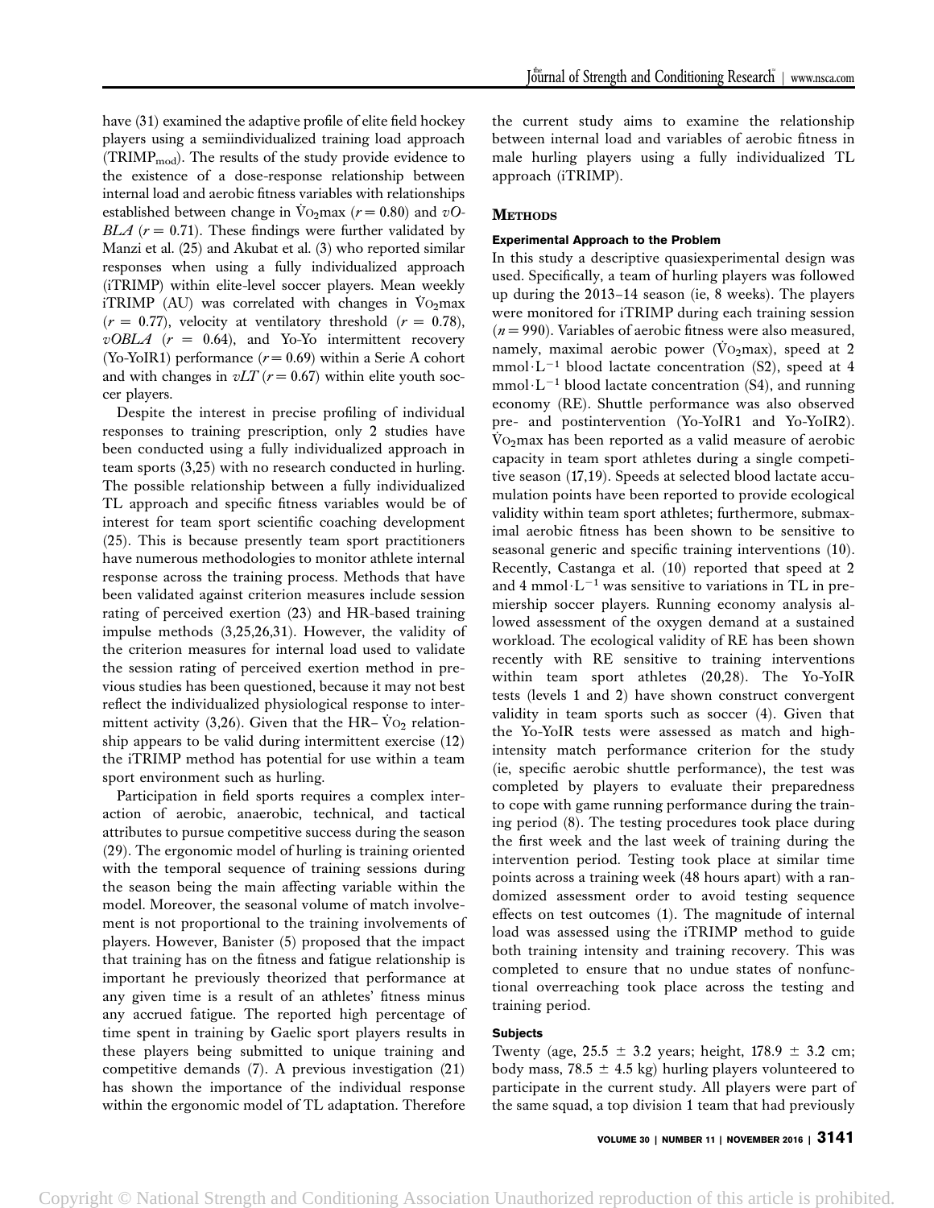have (31) examined the adaptive profile of elite field hockey players using a semiindividualized training load approach ($TRIMP_{mod}$). The results of the study provide evidence to the existence of a dose-response relationship between internal load and aerobic fitness variables with relationships established between change in $\dot{V}O_2$max ($r = 0.80$) and *vOBLA* ($r = 0.71$). These findings were further validated by Manzi et al. (25) and Akubat et al. (3) who reported similar responses when using a fully individualized approach (iTRIMP) within elite-level soccer players. Mean weekly iTRIMP (AU) was correlated with changes in $\dot{V}O_2$max ($r = 0.77$), velocity at ventilatory threshold ($r = 0.78$), *vOBLA* ($r = 0.64$), and Yo-Yo intermittent recovery (Yo-YoIR1) performance ($r = 0.69$) within a Serie A cohort and with changes in *vLT* ($r = 0.67$) within elite youth soccer players.

Despite the interest in precise profiling of individual responses to training prescription, only 2 studies have been conducted using a fully individualized approach in team sports (3,25) with no research conducted in hurling. The possible relationship between a fully individualized TL approach and specific fitness variables would be of interest for team sport scientific coaching development (25). This is because presently team sport practitioners have numerous methodologies to monitor athlete internal response across the training process. Methods that have been validated against criterion measures include session rating of perceived exertion (23) and HR-based training impulse methods (3,25,26,31). However, the validity of the criterion measures for internal load used to validate the session rating of perceived exertion method in previous studies has been questioned, because it may not best reflect the individualized physiological response to intermittent activity (3,26). Given that the HR–$\dot{V}O_2$ relationship appears to be valid during intermittent exercise (12) the iTRIMP method has potential for use within a team sport environment such as hurling.

Participation in field sports requires a complex interaction of aerobic, anaerobic, technical, and tactical attributes to pursue competitive success during the season (29). The ergonomic model of hurling is training oriented with the temporal sequence of training sessions during the season being the main affecting variable within the model. Moreover, the seasonal volume of match involvement is not proportional to the training involvements of players. However, Banister (5) proposed that the impact that training has on the fitness and fatigue relationship is important he previously theorized that performance at any given time is a result of an athletes' fitness minus any accrued fatigue. The reported high percentage of time spent in training by Gaelic sport players results in these players being submitted to unique training and competitive demands (7). A previous investigation (21) has shown the importance of the individual response within the ergonomic model of TL adaptation. Therefore the current study aims to examine the relationship between internal load and variables of aerobic fitness in male hurling players using a fully individualized TL approach (iTRIMP).

## Methods

### Experimental Approach to the Problem

In this study a descriptive quasiexperimental design was used. Specifically, a team of hurling players was followed up during the 2013–14 season (ie, 8 weeks). The players were monitored for iTRIMP during each training session ($n = 990$). Variables of aerobic fitness were also measured, namely, maximal aerobic power ($\dot{V}O_2$max), speed at 2 mmol·L$^{-1}$ blood lactate concentration (S2), speed at 4 mmol·L$^{-1}$ blood lactate concentration (S4), and running economy (RE). Shuttle performance was also observed pre- and postintervention (Yo-YoIR1 and Yo-YoIR2). $\dot{V}O_2$max has been reported as a valid measure of aerobic capacity in team sport athletes during a single competitive season (17,19). Speeds at selected blood lactate accumulation points have been reported to provide ecological validity within team sport athletes; furthermore, submaximal aerobic fitness has been shown to be sensitive to seasonal generic and specific training interventions (10). Recently, Castanga et al. (10) reported that speed at 2 and 4 mmol·L$^{-1}$ was sensitive to variations in TL in premiership soccer players. Running economy analysis allowed assessment of the oxygen demand at a sustained workload. The ecological validity of RE has been shown recently with RE sensitive to training interventions within team sport athletes (20,28). The Yo-YoIR tests (levels 1 and 2) have shown construct convergent validity in team sports such as soccer (4). Given that the Yo-YoIR tests were assessed as match and high-intensity match performance criterion for the study (ie, specific aerobic shuttle performance), the test was completed by players to evaluate their preparedness to cope with game running performance during the training period (8). The testing procedures took place during the first week and the last week of training during the intervention period. Testing took place at similar time points across a training week (48 hours apart) with a randomized assessment order to avoid testing sequence effects on test outcomes (1). The magnitude of internal load was assessed using the iTRIMP method to guide both training intensity and training recovery. This was completed to ensure that no undue states of nonfunctional overreaching took place across the testing and training period.

### Subjects

Twenty (age, 25.5 ± 3.2 years; height, 178.9 ± 3.2 cm; body mass, 78.5 ± 4.5 kg) hurling players volunteered to participate in the current study. All players were part of the same squad, a top division 1 team that had previously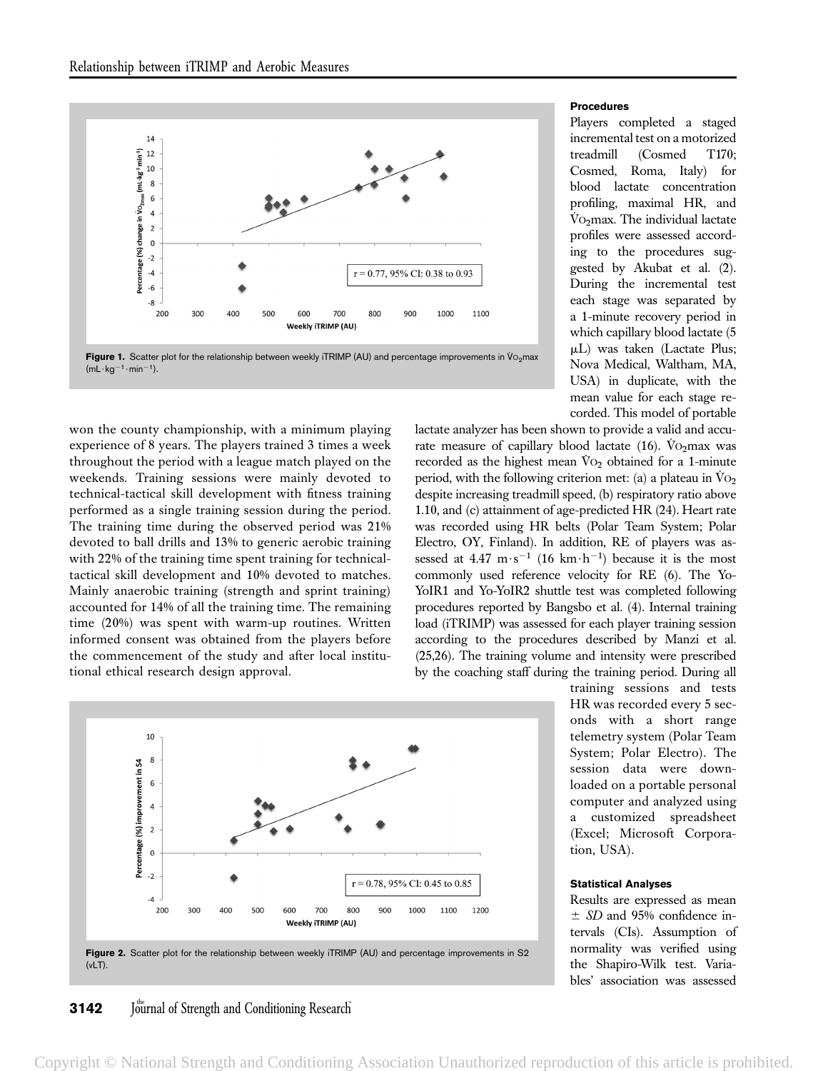Figure 1. Scatter plot for the relationship between weekly iTRIMP (AU) and percentage improvements in $\dot{V}O_2max$ ($mL \cdot kg^{-1} \cdot min^{-1}$).

won the county championship, with a minimum playing experience of 8 years. The players trained 3 times a week throughout the period with a league match played on the weekends. Training sessions were mainly devoted to technical-tactical skill development with fitness training performed as a single training session during the period. The training time during the observed period was 21% devoted to ball drills and 13% to generic aerobic training with 22% of the training time spent training for technical-tactical skill development and 10% devoted to matches. Mainly anaerobic training (strength and sprint training) accounted for 14% of all the training time. The remaining time (20%) was spent with warm-up routines. Written informed consent was obtained from the players before the commencement of the study and after local institutional ethical research design approval.

Figure 2. Scatter plot for the relationship between weekly iTRIMP (AU) and percentage improvements in S2 (vLT).

### Procedures

Players completed a staged incremental test on a motorized treadmill (Cosmed T170; Cosmed, Roma, Italy) for blood lactate concentration profiling, maximal HR, and $\dot{V}O_2max$. The individual lactate profiles were assessed according to the procedures suggested by Akubat et al. (2). During the incremental test each stage was separated by a 1-minute recovery period in which capillary blood lactate (5 μL) was taken (Lactate Plus; Nova Medical, Waltham, MA, USA) in duplicate, with the mean value for each stage recorded. This model of portable lactate analyzer has been shown to provide a valid and accurate measure of capillary blood lactate (16). $\dot{V}O_2max$ was recorded as the highest mean $\dot{V}O_2$ obtained for a 1-minute period, with the following criterion met: (a) a plateau in $\dot{V}O_2$ despite increasing treadmill speed, (b) respiratory ratio above 1.10, and (c) attainment of age-predicted HR (24). Heart rate was recorded using HR belts (Polar Team System; Polar Electro, OY, Finland). In addition, RE of players was assessed at 4.47 $m \cdot s^{-1}$ (16 $km \cdot h^{-1}$) because it is the most commonly used reference velocity for RE (6). The Yo-YoIR1 and Yo-YoIR2 shuttle test was completed following procedures reported by Bangsbo et al. (4). Internal training load (iTRIMP) was assessed for each player training session according to the procedures described by Manzi et al. (25,26). The training volume and intensity were prescribed by the coaching staff during the training period. During all training sessions and tests HR was recorded every 5 seconds with a short range telemetry system (Polar Team System; Polar Electro). The session data were downloaded on a portable personal computer and analyzed using a customized spreadsheet (Excel; Microsoft Corporation, USA).

### Statistical Analyses

Results are expressed as mean ± *SD* and 95% confidence intervals (CIs). Assumption of normality was verified using the Shapiro-Wilk test. Variables' association was assessed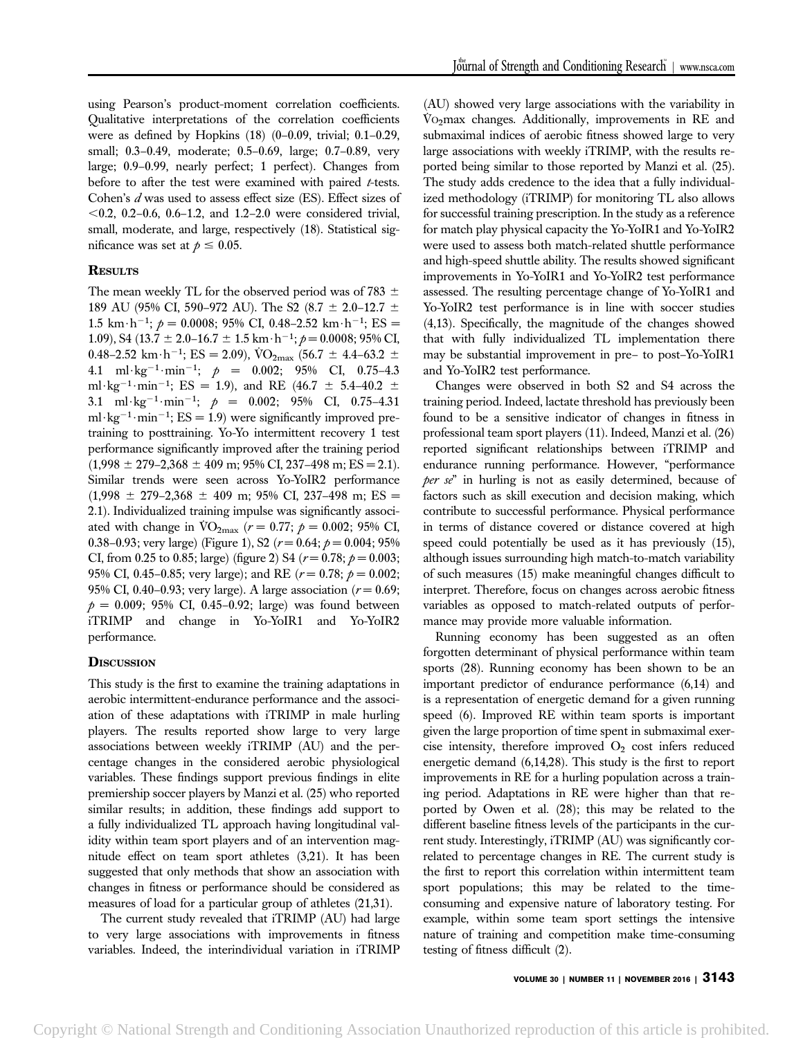using Pearson's product-moment correlation coefficients. Qualitative interpretations of the correlation coefficients were as defined by Hopkins (18) (0–0.09, trivial; 0.1–0.29, small; 0.3–0.49, moderate; 0.5–0.69, large; 0.7–0.89, very large; 0.9–0.99, nearly perfect; 1 perfect). Changes from before to after the test were examined with paired *t*-tests. Cohen's *d* was used to assess effect size (ES). Effect sizes of <0.2, 0.2–0.6, 0.6–1.2, and 1.2–2.0 were considered trivial, small, moderate, and large, respectively (18). Statistical significance was set at $p \leq 0.05$.

## Results

The mean weekly TL for the observed period was of 783 ± 189 AU (95% CI, 590–972 AU). The S2 (8.7 ± 2.0–12.7 ± 1.5 km·h$^{-1}$; $p = 0.0008$; 95% CI, 0.48–2.52 km·h$^{-1}$; ES = 1.09), S4 (13.7 ± 2.0–16.7 ± 1.5 km·h$^{-1}$; $p = 0.0008$; 95% CI, 0.48–2.52 km·h$^{-1}$; ES = 2.09), $\dot{V}O_{2max}$ (56.7 ± 4.4–63.2 ± 4.1 ml·kg$^{-1}$·min$^{-1}$; $p = 0.002$; 95% CI, 0.75–4.3 ml·kg$^{-1}$·min$^{-1}$; ES = 1.9), and RE (46.7 ± 5.4–40.2 ± 3.1 ml·kg$^{-1}$·min$^{-1}$; $p = 0.002$; 95% CI, 0.75–4.31 ml·kg$^{-1}$·min$^{-1}$; ES = 1.9) were significantly improved pretraining to posttraining. Yo-Yo intermittent recovery 1 test performance significantly improved after the training period (1,998 ± 279–2,368 ± 409 m; 95% CI, 237–498 m; ES = 2.1). Similar trends were seen across Yo-YoIR2 performance (1,998 ± 279–2,368 ± 409 m; 95% CI, 237–498 m; ES = 2.1). Individualized training impulse was significantly associated with change in $\dot{V}O_{2max}$ ($r = 0.77$; $p = 0.002$; 95% CI, 0.38–0.93; very large) (Figure 1), S2 ($r = 0.64$; $p = 0.004$; 95% CI, from 0.25 to 0.85; large) (figure 2) S4 ($r = 0.78$; $p = 0.003$; 95% CI, 0.45–0.85; very large); and RE ($r = 0.78$; $p = 0.002$; 95% CI, 0.40–0.93; very large). A large association ($r = 0.69$; $p = 0.009$; 95% CI, 0.45–0.92; large) was found between iTRIMP and change in Yo-YoIR1 and Yo-YoIR2 performance.

## Discussion

This study is the first to examine the training adaptations in aerobic intermittent-endurance performance and the association of these adaptations with iTRIMP in male hurling players. The results reported show large to very large associations between weekly iTRIMP (AU) and the percentage changes in the considered aerobic physiological variables. These findings support previous findings in elite premiership soccer players by Manzi et al. (25) who reported similar results; in addition, these findings add support to a fully individualized TL approach having longitudinal validity within team sport players and of an intervention magnitude effect on team sport athletes (3,21). It has been suggested that only methods that show an association with changes in fitness or performance should be considered as measures of load for a particular group of athletes (21,31).

The current study revealed that iTRIMP (AU) had large to very large associations with improvements in fitness variables. Indeed, the interindividual variation in iTRIMP (AU) showed very large associations with the variability in $\dot{V}O_2$max changes. Additionally, improvements in RE and submaximal indices of aerobic fitness showed large to very large associations with weekly iTRIMP, with the results reported being similar to those reported by Manzi et al. (25). The study adds credence to the idea that a fully individualized methodology (iTRIMP) for monitoring TL also allows for successful training prescription. In the study as a reference for match play physical capacity the Yo-YoIR1 and Yo-YoIR2 were used to assess both match-related shuttle performance and high-speed shuttle ability. The results showed significant improvements in Yo-YoIR1 and Yo-YoIR2 test performance assessed. The resulting percentage change of Yo-YoIR1 and Yo-YoIR2 test performance is in line with soccer studies (4,13). Specifically, the magnitude of the changes showed that with fully individualized TL implementation there may be substantial improvement in pre– to post–Yo-YoIR1 and Yo-YoIR2 test performance.

Changes were observed in both S2 and S4 across the training period. Indeed, lactate threshold has previously been found to be a sensitive indicator of changes in fitness in professional team sport players (11). Indeed, Manzi et al. (26) reported significant relationships between iTRIMP and endurance running performance. However, "performance *per se*" in hurling is not as easily determined, because of factors such as skill execution and decision making, which contribute to successful performance. Physical performance in terms of distance covered or distance covered at high speed could potentially be used as it has previously (15), although issues surrounding high match-to-match variability of such measures (15) make meaningful changes difficult to interpret. Therefore, focus on changes across aerobic fitness variables as opposed to match-related outputs of performance may provide more valuable information.

Running economy has been suggested as an often forgotten determinant of physical performance within team sports (28). Running economy has been shown to be an important predictor of endurance performance (6,14) and is a representation of energetic demand for a given running speed (6). Improved RE within team sports is important given the large proportion of time spent in submaximal exercise intensity, therefore improved $O_2$ cost infers reduced energetic demand (6,14,28). This study is the first to report improvements in RE for a hurling population across a training period. Adaptations in RE were higher than that reported by Owen et al. (28); this may be related to the different baseline fitness levels of the participants in the current study. Interestingly, iTRIMP (AU) was significantly correlated to percentage changes in RE. The current study is the first to report this correlation within intermittent team sport populations; this may be related to the time-consuming and expensive nature of laboratory testing. For example, within some team sport settings the intensive nature of training and competition make time-consuming testing of fitness difficult (2).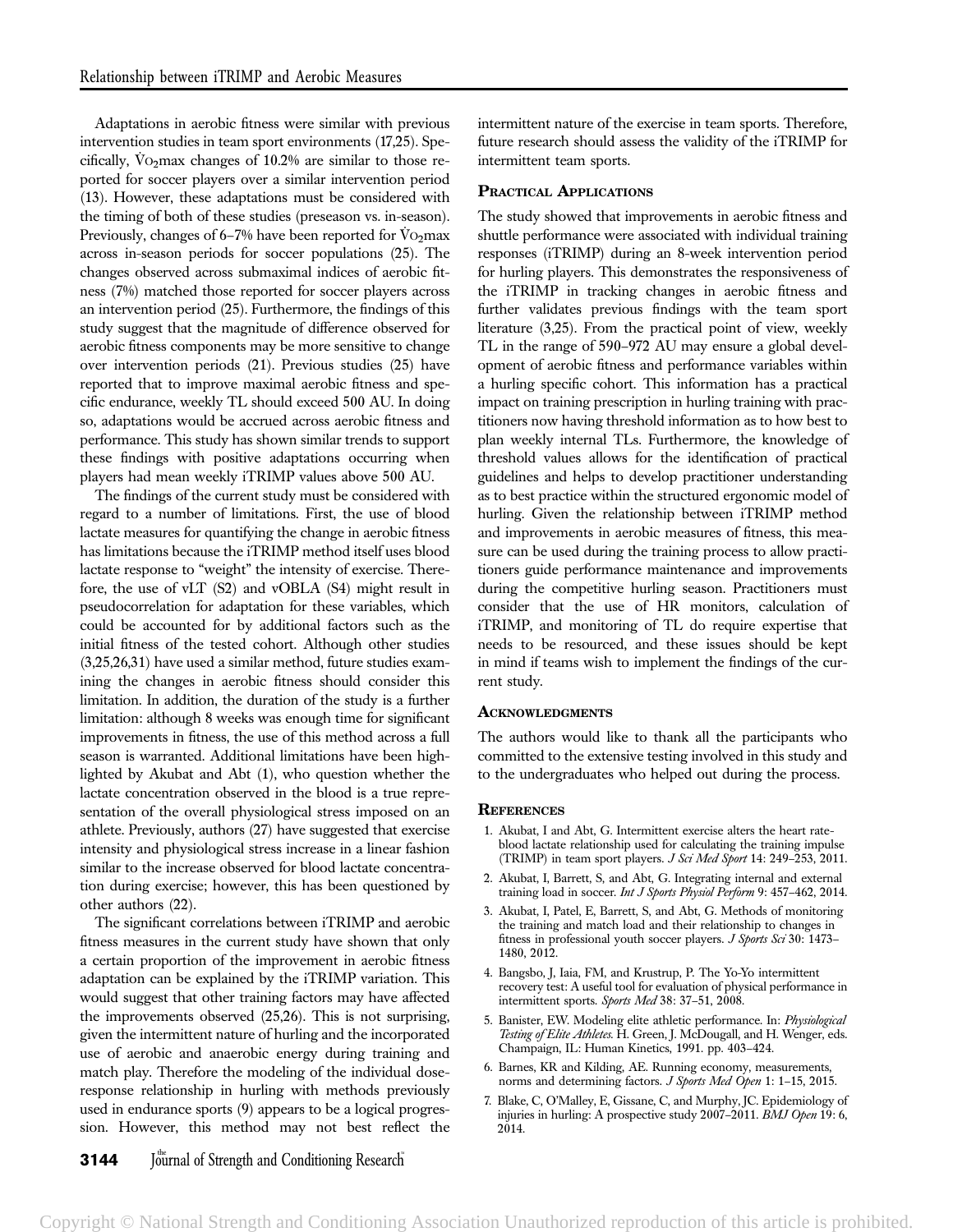Adaptations in aerobic fitness were similar with previous intervention studies in team sport environments (17,25). Specifically, $\dot{V}O_2$max changes of 10.2% are similar to those reported for soccer players over a similar intervention period (13). However, these adaptations must be considered with the timing of both of these studies (preseason vs. in-season). Previously, changes of 6–7% have been reported for $\dot{V}O_2$max across in-season periods for soccer populations (25). The changes observed across submaximal indices of aerobic fitness (7%) matched those reported for soccer players across an intervention period (25). Furthermore, the findings of this study suggest that the magnitude of difference observed for aerobic fitness components may be more sensitive to change over intervention periods (21). Previous studies (25) have reported that to improve maximal aerobic fitness and specific endurance, weekly TL should exceed 500 AU. In doing so, adaptations would be accrued across aerobic fitness and performance. This study has shown similar trends to support these findings with positive adaptations occurring when players had mean weekly iTRIMP values above 500 AU.

The findings of the current study must be considered with regard to a number of limitations. First, the use of blood lactate measures for quantifying the change in aerobic fitness has limitations because the iTRIMP method itself uses blood lactate response to "weight" the intensity of exercise. Therefore, the use of vLT (S2) and vOBLA (S4) might result in pseudocorrelation for adaptation for these variables, which could be accounted for by additional factors such as the initial fitness of the tested cohort. Although other studies (3,25,26,31) have used a similar method, future studies examining the changes in aerobic fitness should consider this limitation. In addition, the duration of the study is a further limitation: although 8 weeks was enough time for significant improvements in fitness, the use of this method across a full season is warranted. Additional limitations have been highlighted by Akubat and Abt (1), who question whether the lactate concentration observed in the blood is a true representation of the overall physiological stress imposed on an athlete. Previously, authors (27) have suggested that exercise intensity and physiological stress increase in a linear fashion similar to the increase observed for blood lactate concentration during exercise; however, this has been questioned by other authors (22).

The significant correlations between iTRIMP and aerobic fitness measures in the current study have shown that only a certain proportion of the improvement in aerobic fitness adaptation can be explained by the iTRIMP variation. This would suggest that other training factors may have affected the improvements observed (25,26). This is not surprising, given the intermittent nature of hurling and the incorporated use of aerobic and anaerobic energy during training and match play. Therefore the modeling of the individual dose-response relationship in hurling with methods previously used in endurance sports (9) appears to be a logical progression. However, this method may not best reflect the intermittent nature of the exercise in team sports. Therefore, future research should assess the validity of the iTRIMP for intermittent team sports.

## Practical Applications

The study showed that improvements in aerobic fitness and shuttle performance were associated with individual training responses (iTRIMP) during an 8-week intervention period for hurling players. This demonstrates the responsiveness of the iTRIMP in tracking changes in aerobic fitness and further validates previous findings with the team sport literature (3,25). From the practical point of view, weekly TL in the range of 590–972 AU may ensure a global development of aerobic fitness and performance variables within a hurling specific cohort. This information has a practical impact on training prescription in hurling training with practitioners now having threshold information as to how best to plan weekly internal TLs. Furthermore, the knowledge of threshold values allows for the identification of practical guidelines and helps to develop practitioner understanding as to best practice within the structured ergonomic model of hurling. Given the relationship between iTRIMP method and improvements in aerobic measures of fitness, this measure can be used during the training process to allow practitioners guide performance maintenance and improvements during the competitive hurling season. Practitioners must consider that the use of HR monitors, calculation of iTRIMP, and monitoring of TL do require expertise that needs to be resourced, and these issues should be kept in mind if teams wish to implement the findings of the current study.

## Acknowledgments

The authors would like to thank all the participants who committed to the extensive testing involved in this study and to the undergraduates who helped out during the process.

## References

1. Akubat, I and Abt, G. Intermittent exercise alters the heart rate-blood lactate relationship used for calculating the training impulse (TRIMP) in team sport players. *J Sci Med Sport* 14: 249–253, 2011.
2. Akubat, I, Barrett, S, and Abt, G. Integrating internal and external training load in soccer. *Int J Sports Physiol Perform* 9: 457–462, 2014.
3. Akubat, I, Patel, E, Barrett, S, and Abt, G. Methods of monitoring the training and match load and their relationship to changes in fitness in professional youth soccer players. *J Sports Sci* 30: 1473–1480, 2012.
4. Bangsbo, J, Iaia, FM, and Krustrup, P. The Yo-Yo intermittent recovery test: A useful tool for evaluation of physical performance in intermittent sports. *Sports Med* 38: 37–51, 2008.
5. Banister, EW. Modeling elite athletic performance. In: *Physiological Testing of Elite Athletes.* H. Green, J. McDougall, and H. Wenger, eds. Champaign, IL: Human Kinetics, 1991. pp. 403–424.
6. Barnes, KR and Kilding, AE. Running economy, measurements, norms and determining factors. *J Sports Med Open* 1: 1–15, 2015.
7. Blake, C, O'Malley, E, Gissane, C, and Murphy, JC. Epidemiology of injuries in hurling: A prospective study 2007–2011. *BMJ Open* 19: 6, 2014.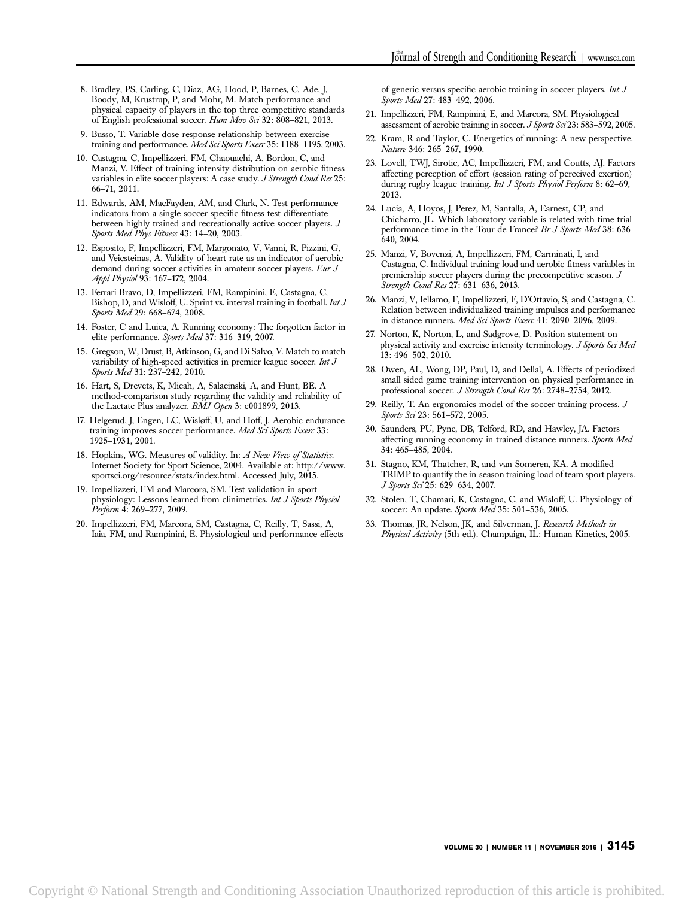8. Bradley, PS, Carling, C, Diaz, AG, Hood, P, Barnes, C, Ade, J, Boody, M, Krustrup, P, and Mohr, M. Match performance and physical capacity of players in the top three competitive standards of English professional soccer. *Hum Mov Sci* 32: 808–821, 2013.
9. Busso, T. Variable dose-response relationship between exercise training and performance. *Med Sci Sports Exerc* 35: 1188–1195, 2003.
10. Castagna, C, Impellizzeri, FM, Chaouachi, A, Bordon, C, and Manzi, V. Effect of training intensity distribution on aerobic fitness variables in elite soccer players: A case study. *J Strength Cond Res* 25: 66–71, 2011.
11. Edwards, AM, MacFayden, AM, and Clark, N. Test performance indicators from a single soccer specific fitness test differentiate between highly trained and recreationally active soccer players. *J Sports Med Phys Fitness* 43: 14–20, 2003.
12. Esposito, F, Impellizzeri, FM, Margonato, V, Vanni, R, Pizzini, G, and Veicsteinas, A. Validity of heart rate as an indicator of aerobic demand during soccer activities in amateur soccer players. *Eur J Appl Physiol* 93: 167–172, 2004.
13. Ferrari Bravo, D, Impellizzeri, FM, Rampinini, E, Castagna, C, Bishop, D, and Wisloff, U. Sprint vs. interval training in football. *Int J Sports Med* 29: 668–674, 2008.
14. Foster, C and Luica, A. Running economy: The forgotten factor in elite performance. *Sports Med* 37: 316–319, 2007.
15. Gregson, W, Drust, B, Atkinson, G, and Di Salvo, V. Match to match variability of high-speed activities in premier league soccer. *Int J Sports Med* 31: 237–242, 2010.
16. Hart, S, Drevets, K, Micah, A, Salacinski, A, and Hunt, BE. A method-comparison study regarding the validity and reliability of the Lactate Plus analyzer. *BMJ Open* 3: e001899, 2013.
17. Helgerud, J, Engen, LC, Wisløff, U, and Hoff, J. Aerobic endurance training improves soccer performance. *Med Sci Sports Exerc* 33: 1925–1931, 2001.
18. Hopkins, WG. Measures of validity. In: *A New View of Statistics.* Internet Society for Sport Science, 2004. Available at: http://www.sportsci.org/resource/stats/index.html. Accessed July, 2015.
19. Impellizzeri, FM and Marcora, SM. Test validation in sport physiology: Lessons learned from clinimetrics. *Int J Sports Physiol Perform* 4: 269–277, 2009.
20. Impellizzeri, FM, Marcora, SM, Castagna, C, Reilly, T, Sassi, A, Iaia, FM, and Rampinini, E. Physiological and performance effects of generic versus specific aerobic training in soccer players. *Int J Sports Med* 27: 483–492, 2006.
21. Impellizzeri, FM, Rampinini, E, and Marcora, SM. Physiological assessment of aerobic training in soccer. *J Sports Sci* 23: 583–592, 2005.
22. Kram, R and Taylor, C. Energetics of running: A new perspective. *Nature* 346: 265–267, 1990.
23. Lovell, TWJ, Sirotic, AC, Impellizzeri, FM, and Coutts, AJ. Factors affecting perception of effort (session rating of perceived exertion) during rugby league training. *Int J Sports Physiol Perform* 8: 62–69, 2013.
24. Lucia, A, Hoyos, J, Perez, M, Santalla, A, Earnest, CP, and Chicharro, JL. Which laboratory variable is related with time trial performance time in the Tour de France? *Br J Sports Med* 38: 636–640, 2004.
25. Manzi, V, Bovenzi, A, Impellizzeri, FM, Carminati, I, and Castagna, C. Individual training-load and aerobic-fitness variables in premiership soccer players during the precompetitive season. *J Strength Cond Res* 27: 631–636, 2013.
26. Manzi, V, Iellamo, F, Impellizzeri, F, D'Ottavio, S, and Castagna, C. Relation between individualized training impulses and performance in distance runners. *Med Sci Sports Exerc* 41: 2090–2096, 2009.
27. Norton, K, Norton, L, and Sadgrove, D. Position statement on physical activity and exercise intensity terminology. *J Sports Sci Med* 13: 496–502, 2010.
28. Owen, AL, Wong, DP, Paul, D, and Dellal, A. Effects of periodized small sided game training intervention on physical performance in professional soccer. *J Strength Cond Res* 26: 2748–2754, 2012.
29. Reilly, T. An ergonomics model of the soccer training process. *J Sports Sci* 23: 561–572, 2005.
30. Saunders, PU, Pyne, DB, Telford, RD, and Hawley, JA. Factors affecting running economy in trained distance runners. *Sports Med* 34: 465–485, 2004.
31. Stagno, KM, Thatcher, R, and van Someren, KA. A modified TRIMP to quantify the in-season training load of team sport players. *J Sports Sci* 25: 629–634, 2007.
32. Stolen, T, Chamari, K, Castagna, C, and Wisloff, U. Physiology of soccer: An update. *Sports Med* 35: 501–536, 2005.
33. Thomas, JR, Nelson, JK, and Silverman, J. *Research Methods in Physical Activity* (5th ed.). Champaign, IL: Human Kinetics, 2005.